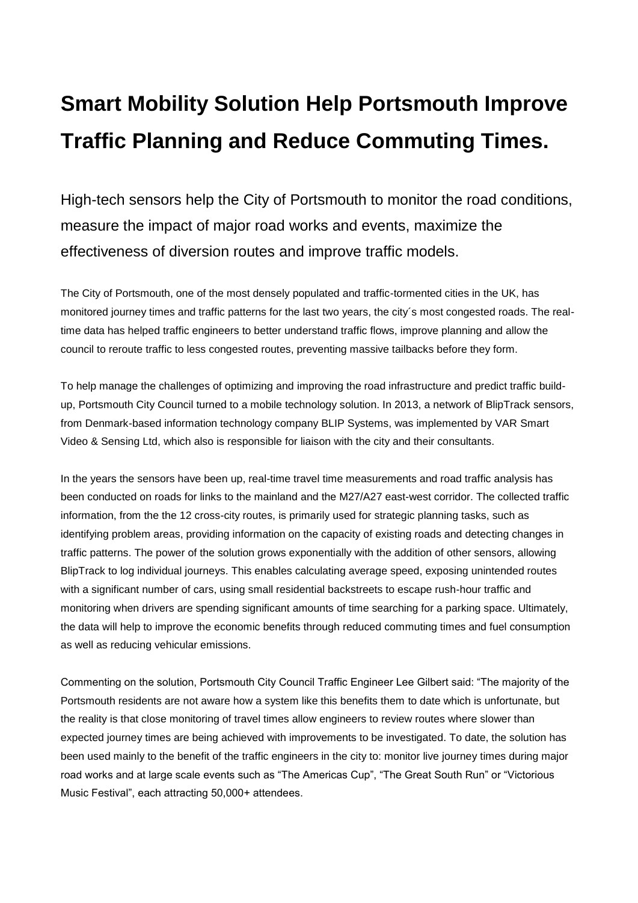# Smart Mobility Solution Help Portsmouth Improve Traffic Planning and Reduce Commuting Times.

High-tech sensors help the City of Portsmouth to monitor the road conditions, measure the impact of major road works and events, maximize the effectiveness of diversion routes and improve traffic models.

The City of Portsmouth, one of the most densely populated and traffic-tormented cities in the UK, has monitored journey times and traffic patterns for the last two years, the city´s most congested roads. The real-time data has helped traffic engineers to better understand traffic flows, improve planning and allow the council to reroute traffic to less congested routes, preventing massive tailbacks before they form.

To help manage the challenges of optimizing and improving the road infrastructure and predict traffic build-up, Portsmouth City Council turned to a mobile technology solution. In 2013, a network of BlipTrack sensors, from Denmark-based information technology company BLIP Systems, was implemented by VAR Smart Video & Sensing Ltd, which also is responsible for liaison with the city and their consultants.

In the years the sensors have been up, real-time travel time measurements and road traffic analysis has been conducted on roads for links to the mainland and the M27/A27 east-west corridor. The collected traffic information, from the the 12 cross-city routes, is primarily used for strategic planning tasks, such as identifying problem areas, providing information on the capacity of existing roads and detecting changes in traffic patterns. The power of the solution grows exponentially with the addition of other sensors, allowing BlipTrack to log individual journeys. This enables calculating average speed, exposing unintended routes with a significant number of cars, using small residential backstreets to escape rush-hour traffic and monitoring when drivers are spending significant amounts of time searching for a parking space. Ultimately, the data will help to improve the economic benefits through reduced commuting times and fuel consumption as well as reducing vehicular emissions.

Commenting on the solution, Portsmouth City Council Traffic Engineer Lee Gilbert said: "The majority of the Portsmouth residents are not aware how a system like this benefits them to date which is unfortunate, but the reality is that close monitoring of travel times allow engineers to review routes where slower than expected journey times are being achieved with improvements to be investigated. To date, the solution has been used mainly to the benefit of the traffic engineers in the city to: monitor live journey times during major road works and at large scale events such as "The Americas Cup", "The Great South Run" or "Victorious Music Festival", each attracting 50,000+ attendees.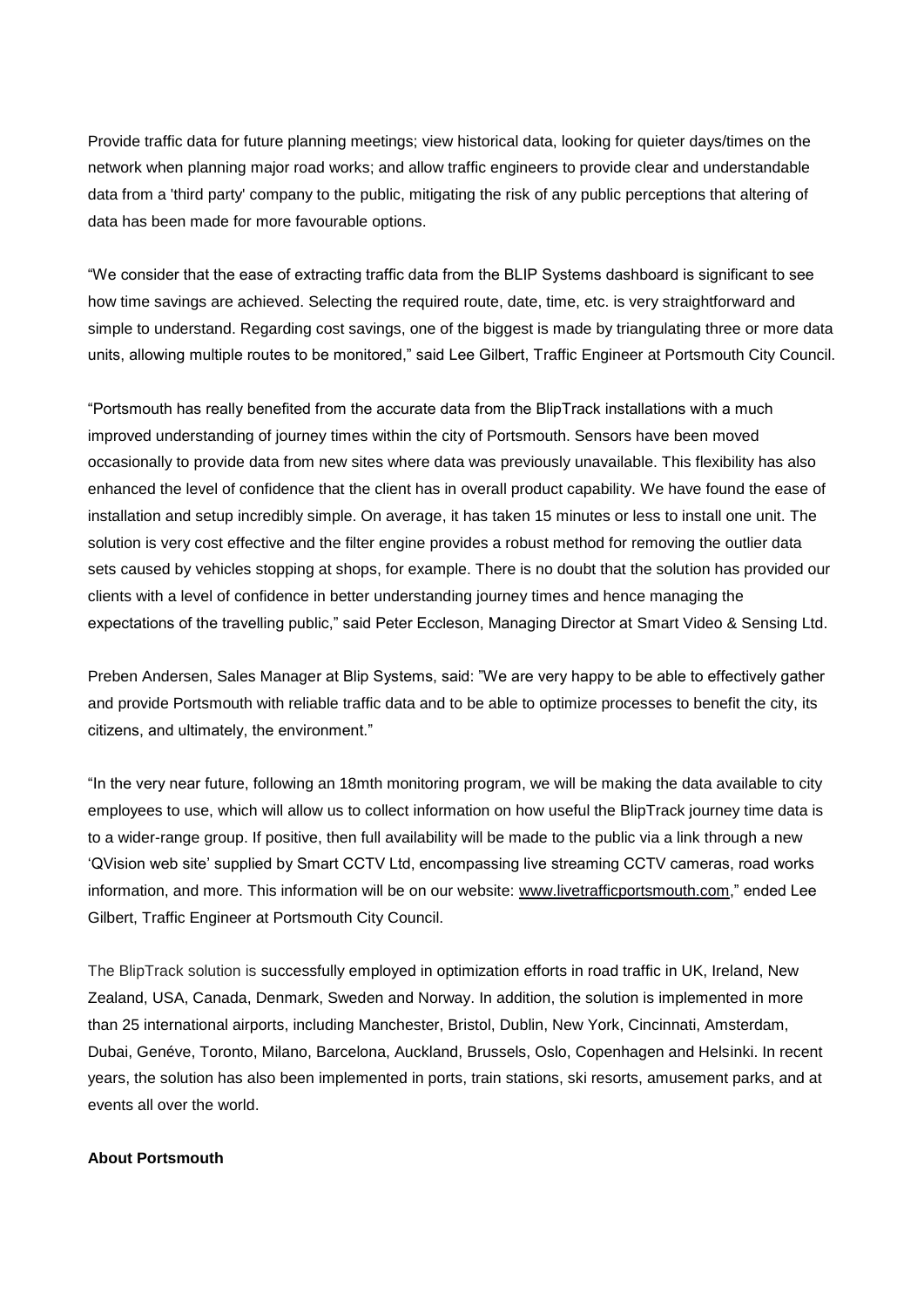Provide traffic data for future planning meetings; view historical data, looking for quieter days/times on the network when planning major road works; and allow traffic engineers to provide clear and understandable data from a 'third party' company to the public, mitigating the risk of any public perceptions that altering of data has been made for more favourable options.

"We consider that the ease of extracting traffic data from the BLIP Systems dashboard is significant to see how time savings are achieved. Selecting the required route, date, time, etc. is very straightforward and simple to understand. Regarding cost savings, one of the biggest is made by triangulating three or more data units, allowing multiple routes to be monitored," said Lee Gilbert, Traffic Engineer at Portsmouth City Council.

"Portsmouth has really benefited from the accurate data from the BlipTrack installations with a much improved understanding of journey times within the city of Portsmouth. Sensors have been moved occasionally to provide data from new sites where data was previously unavailable. This flexibility has also enhanced the level of confidence that the client has in overall product capability. We have found the ease of installation and setup incredibly simple. On average, it has taken 15 minutes or less to install one unit. The solution is very cost effective and the filter engine provides a robust method for removing the outlier data sets caused by vehicles stopping at shops, for example. There is no doubt that the solution has provided our clients with a level of confidence in better understanding journey times and hence managing the expectations of the travelling public," said Peter Eccleson, Managing Director at Smart Video & Sensing Ltd.

Preben Andersen, Sales Manager at Blip Systems, said: "We are very happy to be able to effectively gather and provide Portsmouth with reliable traffic data and to be able to optimize processes to benefit the city, its citizens, and ultimately, the environment."

"In the very near future, following an 18mth monitoring program, we will be making the data available to city employees to use, which will allow us to collect information on how useful the BlipTrack journey time data is to a wider-range group. If positive, then full availability will be made to the public via a link through a new 'QVision web site' supplied by Smart CCTV Ltd, encompassing live streaming CCTV cameras, road works information, and more. This information will be on our website: www.livetrafficportsmouth.com," ended Lee Gilbert, Traffic Engineer at Portsmouth City Council.

The BlipTrack solution is successfully employed in optimization efforts in road traffic in UK, Ireland, New Zealand, USA, Canada, Denmark, Sweden and Norway. In addition, the solution is implemented in more than 25 international airports, including Manchester, Bristol, Dublin, New York, Cincinnati, Amsterdam, Dubai, Genéve, Toronto, Milano, Barcelona, Auckland, Brussels, Oslo, Copenhagen and Helsinki. In recent years, the solution has also been implemented in ports, train stations, ski resorts, amusement parks, and at events all over the world.

**About Portsmouth**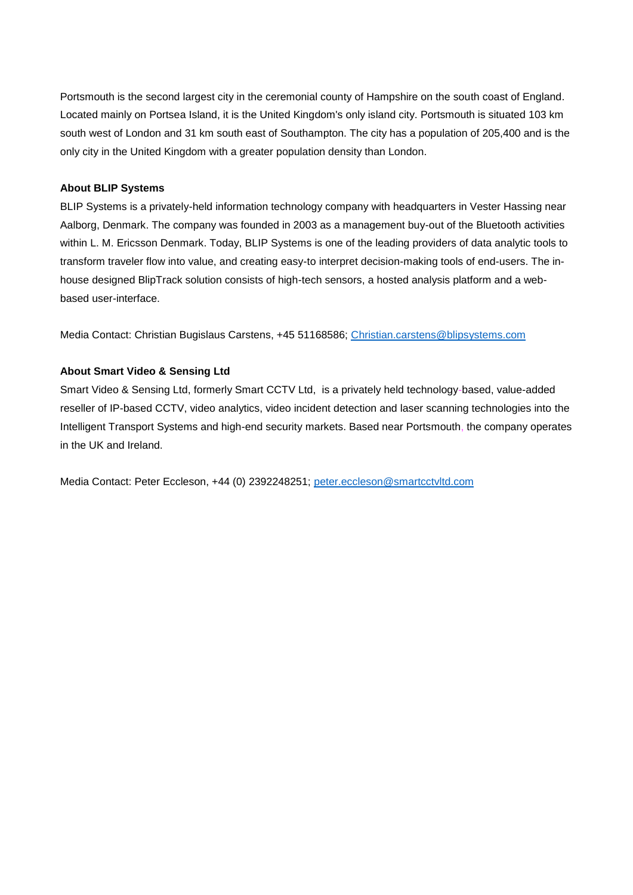Portsmouth is the second largest city in the ceremonial county of Hampshire on the south coast of England. Located mainly on Portsea Island, it is the United Kingdom's only island city. Portsmouth is situated 103 km south west of London and 31 km south east of Southampton. The city has a population of 205,400 and is the only city in the United Kingdom with a greater population density than London.

**About BLIP Systems**

BLIP Systems is a privately-held information technology company with headquarters in Vester Hassing near Aalborg, Denmark. The company was founded in 2003 as a management buy-out of the Bluetooth activities within L. M. Ericsson Denmark. Today, BLIP Systems is one of the leading providers of data analytic tools to transform traveler flow into value, and creating easy-to interpret decision-making tools of end-users. The in-house designed BlipTrack solution consists of high-tech sensors, a hosted analysis platform and a web-based user-interface.

Media Contact: Christian Bugislaus Carstens, +45 51168586; Christian.carstens@blipsystems.com

**About Smart Video & Sensing Ltd**

Smart Video & Sensing Ltd, formerly Smart CCTV Ltd, is a privately held technology-based, value-added reseller of IP-based CCTV, video analytics, video incident detection and laser scanning technologies into the Intelligent Transport Systems and high-end security markets. Based near Portsmouth, the company operates in the UK and Ireland.

Media Contact: Peter Eccleson, +44 (0) 2392248251; peter.eccleson@smartcctvltd.com